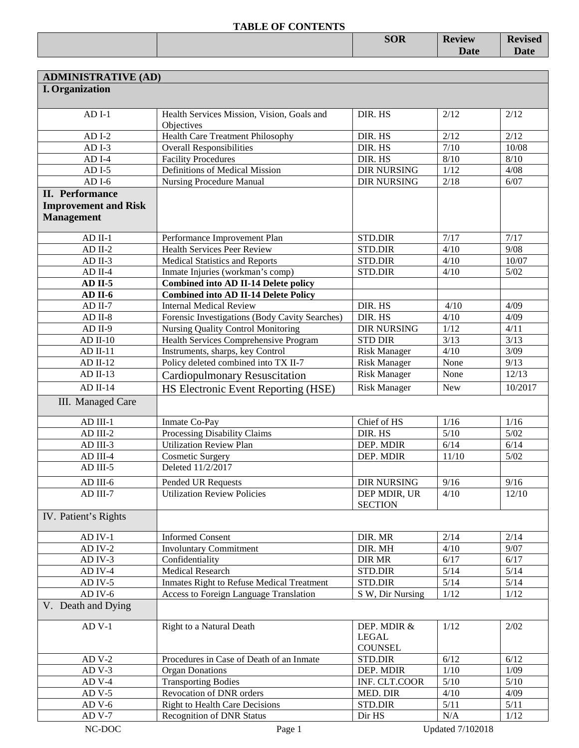# TABLE OF CONTENTS

| | | SOR | Review Date | Revised Date |
|---|---|---|---|---|
| **ADMINISTRATIVE (AD)** | | | | |
| **I. Organization** | | | | |
| AD I-1 | Health Services Mission, Vision, Goals and Objectives | DIR. HS | 2/12 | 2/12 |
| AD I-2 | Health Care Treatment Philosophy | DIR. HS | 2/12 | 2/12 |
| AD I-3 | Overall Responsibilities | DIR. HS | 7/10 | 10/08 |
| AD I-4 | Facility Procedures | DIR. HS | 8/10 | 8/10 |
| AD I-5 | Definitions of Medical Mission | DIR NURSING | 1/12 | 4/08 |
| AD I-6 | Nursing Procedure Manual | DIR NURSING | 2/18 | 6/07 |
| **II. Performance Improvement and Risk Management** | | | | |
| AD II-1 | Performance Improvement Plan | STD.DIR | 7/17 | 7/17 |
| AD II-2 | Health Services Peer Review | STD.DIR | 4/10 | 9/08 |
| AD II-3 | Medical Statistics and Reports | STD.DIR | 4/10 | 10/07 |
| AD II-4 | Inmate Injuries (workman's comp) | STD.DIR | 4/10 | 5/02 |
| **AD II-5** | **Combined into AD II-14 Delete policy** | | | |
| **AD II-6** | **Combined into AD II-14 Delete Policy** | | | |
| AD II-7 | Internal Medical Review | DIR. HS | 4/10 | 4/09 |
| AD II-8 | Forensic Investigations (Body Cavity Searches) | DIR. HS | 4/10 | 4/09 |
| AD II-9 | Nursing Quality Control Monitoring | DIR NURSING | 1/12 | 4/11 |
| AD II-10 | Health Services Comprehensive Program | STD DIR | 3/13 | 3/13 |
| AD II-11 | Instruments, sharps, key Control | Risk Manager | 4/10 | 3/09 |
| AD II-12 | Policy deleted combined into TX II-7 | Risk Manager | None | 9/13 |
| AD II-13 | Cardiopulmonary Resuscitation | Risk Manager | None | 12/13 |
| AD II-14 | HS Electronic Event Reporting (HSE) | Risk Manager | New | 10/2017 |
| III. Managed Care | | | | |
| AD III-1 | Inmate Co-Pay | Chief of HS | 1/16 | 1/16 |
| AD III-2 | Processing Disability Claims | DIR. HS | 5/10 | 5/02 |
| AD III-3 | Utilization Review Plan | DEP. MDIR | 6/14 | 6/14 |
| AD III-4 | Cosmetic Surgery | DEP. MDIR | 11/10 | 5/02 |
| AD III-5 | Deleted 11/2/2017 | | | |
| AD III-6 | Pended UR Requests | DIR NURSING | 9/16 | 9/16 |
| AD III-7 | Utilization Review Policies | DEP MDIR, UR SECTION | 4/10 | 12/10 |
| IV. Patient's Rights | | | | |
| AD IV-1 | Informed Consent | DIR. MR | 2/14 | 2/14 |
| AD IV-2 | Involuntary Commitment | DIR. MH | 4/10 | 9/07 |
| AD IV-3 | Confidentiality | DIR MR | 6/17 | 6/17 |
| AD IV-4 | Medical Research | STD.DIR | 5/14 | 5/14 |
| AD IV-5 | Inmates Right to Refuse Medical Treatment | STD.DIR | 5/14 | 5/14 |
| AD IV-6 | Access to Foreign Language Translation | S W, Dir Nursing | 1/12 | 1/12 |
| V. Death and Dying | | | | |
| AD V-1 | Right to a Natural Death | DEP. MDIR & LEGAL COUNSEL | 1/12 | 2/02 |
| AD V-2 | Procedures in Case of Death of an Inmate | STD.DIR | 6/12 | 6/12 |
| AD V-3 | Organ Donations | DEP. MDIR | 1/10 | 1/09 |
| AD V-4 | Transporting Bodies | INF. CLT.COOR | 5/10 | 5/10 |
| AD V-5 | Revocation of DNR orders | MED. DIR | 4/10 | 4/09 |
| AD V-6 | Right to Health Care Decisions | STD.DIR | 5/11 | 5/11 |
| AD V-7 | Recognition of DNR Status | Dir HS | N/A | 1/12 |

NC-DOC Updated 7/102018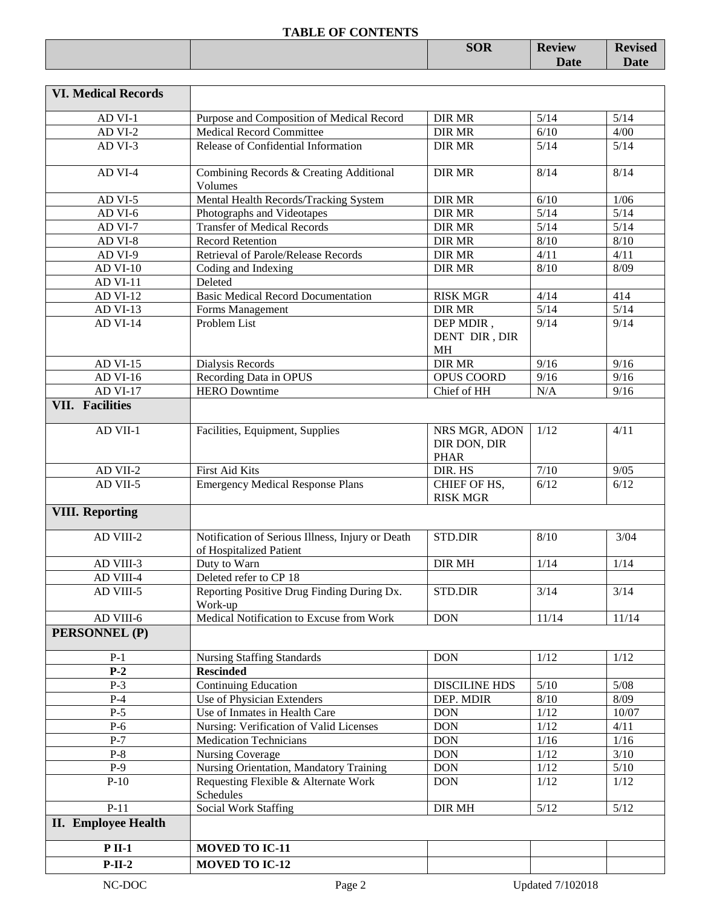**TABLE OF CONTENTS**

| | | SOR | Review Date | Revised Date |
|---|---|---|---|---|
| **VI. Medical Records** | | | | |
| AD VI-1 | Purpose and Composition of Medical Record | DIR MR | 5/14 | 5/14 |
| AD VI-2 | Medical Record Committee | DIR MR | 6/10 | 4/00 |
| AD VI-3 | Release of Confidential Information | DIR MR | 5/14 | 5/14 |
| AD VI-4 | Combining Records & Creating Additional Volumes | DIR MR | 8/14 | 8/14 |
| AD VI-5 | Mental Health Records/Tracking System | DIR MR | 6/10 | 1/06 |
| AD VI-6 | Photographs and Videotapes | DIR MR | 5/14 | 5/14 |
| AD VI-7 | Transfer of Medical Records | DIR MR | 5/14 | 5/14 |
| AD VI-8 | Record Retention | DIR MR | 8/10 | 8/10 |
| AD VI-9 | Retrieval of Parole/Release Records | DIR MR | 4/11 | 4/11 |
| AD VI-10 | Coding and Indexing | DIR MR | 8/10 | 8/09 |
| AD VI-11 | Deleted | | | |
| AD VI-12 | Basic Medical Record Documentation | RISK MGR | 4/14 | 414 |
| AD VI-13 | Forms Management | DIR MR | 5/14 | 5/14 |
| AD VI-14 | Problem List | DEP MDIR , DENT DIR , DIR MH | 9/14 | 9/14 |
| AD VI-15 | Dialysis Records | DIR MR | 9/16 | 9/16 |
| AD VI-16 | Recording Data in OPUS | OPUS COORD | 9/16 | 9/16 |
| AD VI-17 | HERO Downtime | Chief of HH | N/A | 9/16 |
| **VII. Facilities** | | | | |
| AD VII-1 | Facilities, Equipment, Supplies | NRS MGR, ADON DIR DON, DIR PHAR | 1/12 | 4/11 |
| AD VII-2 | First Aid Kits | DIR. HS | 7/10 | 9/05 |
| AD VII-5 | Emergency Medical Response Plans | CHIEF OF HS, RISK MGR | 6/12 | 6/12 |
| **VIII. Reporting** | | | | |
| AD VIII-2 | Notification of Serious Illness, Injury or Death of Hospitalized Patient | STD.DIR | 8/10 | 3/04 |
| AD VIII-3 | Duty to Warn | DIR MH | 1/14 | 1/14 |
| AD VIII-4 | Deleted refer to CP 18 | | | |
| AD VIII-5 | Reporting Positive Drug Finding During Dx. Work-up | STD.DIR | 3/14 | 3/14 |
| AD VIII-6 | Medical Notification to Excuse from Work | DON | 11/14 | 11/14 |
| **PERSONNEL (P)** | | | | |
| P-1 | Nursing Staffing Standards | DON | 1/12 | 1/12 |
| **P-2** | **Rescinded** | | | |
| P-3 | Continuing Education | DISCILINE HDS | 5/10 | 5/08 |
| P-4 | Use of Physician Extenders | DEP. MDIR | 8/10 | 8/09 |
| P-5 | Use of Inmates in Health Care | DON | 1/12 | 10/07 |
| P-6 | Nursing: Verification of Valid Licenses | DON | 1/12 | 4/11 |
| P-7 | Medication Technicians | DON | 1/16 | 1/16 |
| P-8 | Nursing Coverage | DON | 1/12 | 3/10 |
| P-9 | Nursing Orientation, Mandatory Training | DON | 1/12 | 5/10 |
| P-10 | Requesting Flexible & Alternate Work Schedules | DON | 1/12 | 1/12 |
| P-11 | Social Work Staffing | DIR MH | 5/12 | 5/12 |
| **II. Employee Health** | | | | |
| **P II-1** | **MOVED TO IC-11** | | | |
| **P-II-2** | **MOVED TO IC-12** | | | |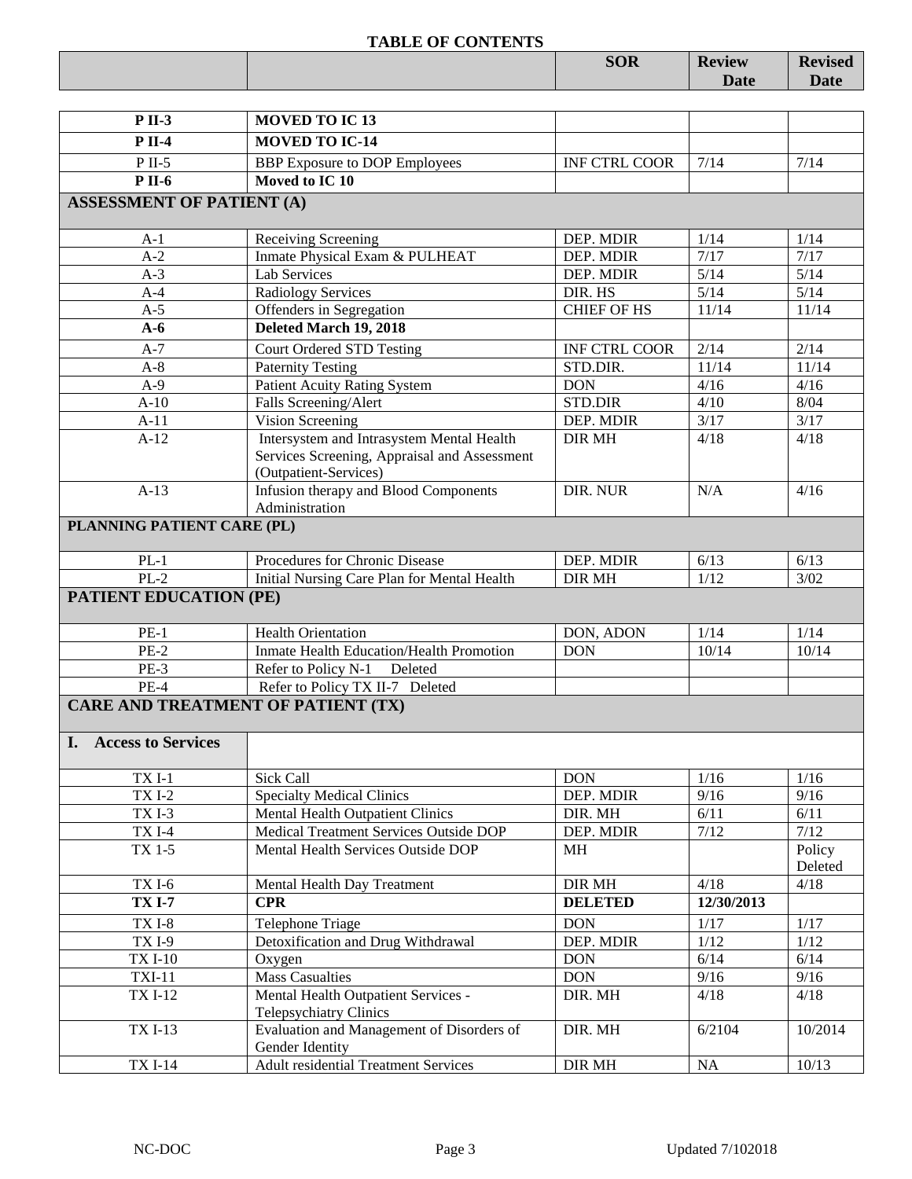## TABLE OF CONTENTS

| | | SOR | Review Date | Revised Date |
|---|---|---|---|---|
| **P II-3** | **MOVED TO IC 13** | | | |
| **P II-4** | **MOVED TO IC-14** | | | |
| P II-5 | BBP Exposure to DOP Employees | INF CTRL COOR | 7/14 | 7/14 |
| **P II-6** | **Moved to IC 10** | | | |
| **ASSESSMENT OF PATIENT (A)** | | | | |
| A-1 | Receiving Screening | DEP. MDIR | 1/14 | 1/14 |
| A-2 | Inmate Physical Exam & PULHEAT | DEP. MDIR | 7/17 | 7/17 |
| A-3 | Lab Services | DEP. MDIR | 5/14 | 5/14 |
| A-4 | Radiology Services | DIR. HS | 5/14 | 5/14 |
| A-5 | Offenders in Segregation | CHIEF OF HS | 11/14 | 11/14 |
| **A-6** | **Deleted March 19, 2018** | | | |
| A-7 | Court Ordered STD Testing | INF CTRL COOR | 2/14 | 2/14 |
| A-8 | Paternity Testing | STD.DIR. | 11/14 | 11/14 |
| A-9 | Patient Acuity Rating System | DON | 4/16 | 4/16 |
| A-10 | Falls Screening/Alert | STD.DIR | 4/10 | 8/04 |
| A-11 | Vision Screening | DEP. MDIR | 3/17 | 3/17 |
| A-12 | Intersystem and Intrasystem Mental Health Services Screening, Appraisal and Assessment (Outpatient-Services) | DIR MH | 4/18 | 4/18 |
| A-13 | Infusion therapy and Blood Components Administration | DIR. NUR | N/A | 4/16 |
| **PLANNING PATIENT CARE (PL)** | | | | |
| PL-1 | Procedures for Chronic Disease | DEP. MDIR | 6/13 | 6/13 |
| PL-2 | Initial Nursing Care Plan for Mental Health | DIR MH | 1/12 | 3/02 |
| **PATIENT EDUCATION (PE)** | | | | |
| PE-1 | Health Orientation | DON, ADON | 1/14 | 1/14 |
| PE-2 | Inmate Health Education/Health Promotion | DON | 10/14 | 10/14 |
| PE-3 | Refer to Policy N-1 Deleted | | | |
| PE-4 | Refer to Policy TX II-7 Deleted | | | |
| **CARE AND TREATMENT OF PATIENT (TX)** | | | | |
| **I. Access to Services** | | | | |
| TX I-1 | Sick Call | DON | 1/16 | 1/16 |
| TX I-2 | Specialty Medical Clinics | DEP. MDIR | 9/16 | 9/16 |
| TX I-3 | Mental Health Outpatient Clinics | DIR. MH | 6/11 | 6/11 |
| TX I-4 | Medical Treatment Services Outside DOP | DEP. MDIR | 7/12 | 7/12 |
| TX 1-5 | Mental Health Services Outside DOP | MH | | Policy Deleted |
| TX I-6 | Mental Health Day Treatment | DIR MH | 4/18 | 4/18 |
| **TX I-7** | **CPR** | **DELETED** | **12/30/2013** | |
| TX I-8 | Telephone Triage | DON | 1/17 | 1/17 |
| TX I-9 | Detoxification and Drug Withdrawal | DEP. MDIR | 1/12 | 1/12 |
| TX I-10 | Oxygen | DON | 6/14 | 6/14 |
| TXI-11 | Mass Casualties | DON | 9/16 | 9/16 |
| TX I-12 | Mental Health Outpatient Services - Telepsychiatry Clinics | DIR. MH | 4/18 | 4/18 |
| TX I-13 | Evaluation and Management of Disorders of Gender Identity | DIR. MH | 6/2104 | 10/2014 |
| TX I-14 | Adult residential Treatment Services | DIR MH | NA | 10/13 |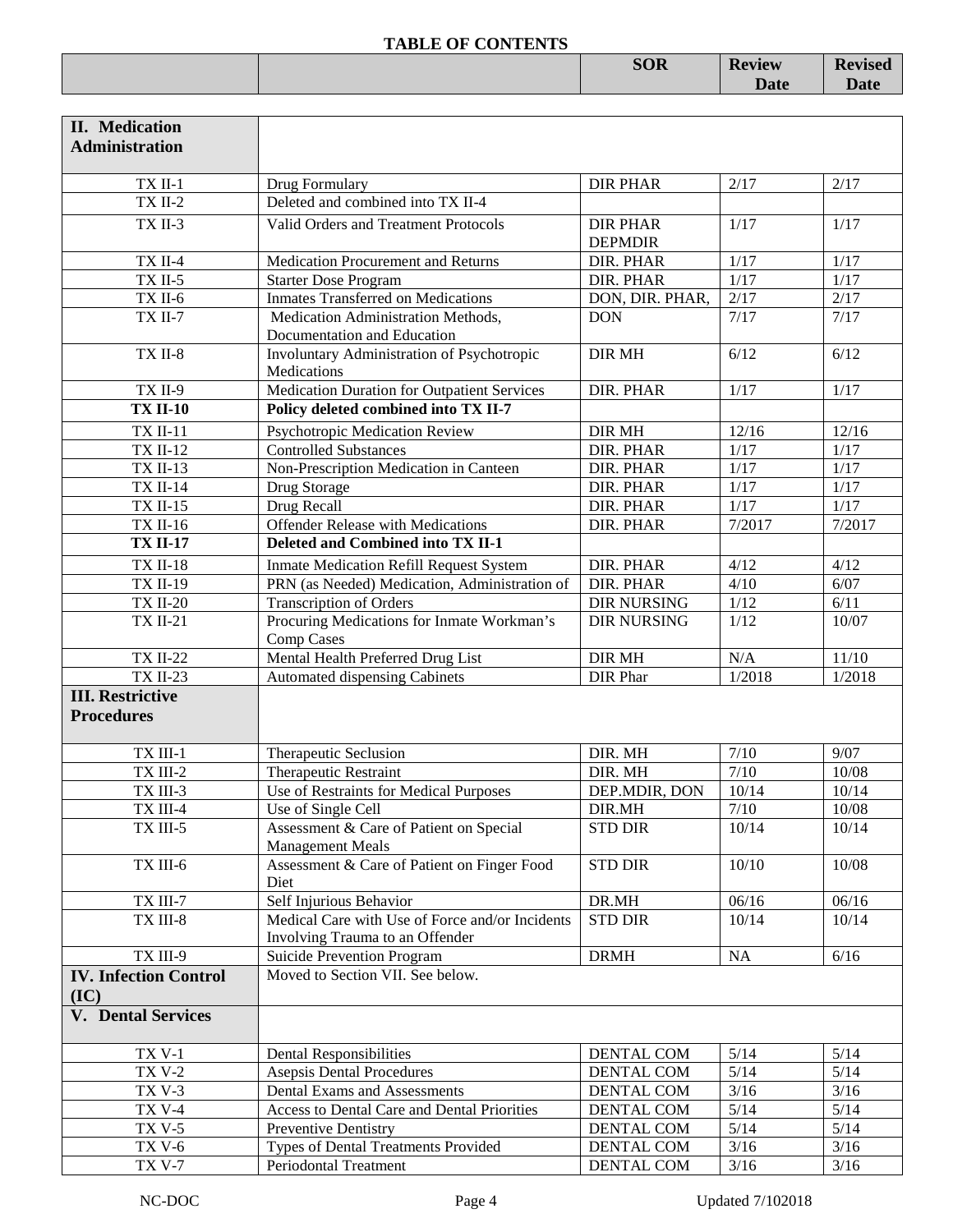**TABLE OF CONTENTS**

| | | SOR | Review Date | Revised Date |
|---|---|---|---|---|
| **II. Medication Administration** | | | | |
| TX II-1 | Drug Formulary | DIR PHAR | 2/17 | 2/17 |
| TX II-2 | Deleted and combined into TX II-4 | | | |
| TX II-3 | Valid Orders and Treatment Protocols | DIR PHAR DEPMDIR | 1/17 | 1/17 |
| TX II-4 | Medication Procurement and Returns | DIR. PHAR | 1/17 | 1/17 |
| TX II-5 | Starter Dose Program | DIR. PHAR | 1/17 | 1/17 |
| TX II-6 | Inmates Transferred on Medications | DON, DIR. PHAR, | 2/17 | 2/17 |
| TX II-7 | Medication Administration Methods, Documentation and Education | DON | 7/17 | 7/17 |
| TX II-8 | Involuntary Administration of Psychotropic Medications | DIR MH | 6/12 | 6/12 |
| TX II-9 | Medication Duration for Outpatient Services | DIR. PHAR | 1/17 | 1/17 |
| **TX II-10** | **Policy deleted combined into TX II-7** | | | |
| TX II-11 | Psychotropic Medication Review | DIR MH | 12/16 | 12/16 |
| TX II-12 | Controlled Substances | DIR. PHAR | 1/17 | 1/17 |
| TX II-13 | Non-Prescription Medication in Canteen | DIR. PHAR | 1/17 | 1/17 |
| TX II-14 | Drug Storage | DIR. PHAR | 1/17 | 1/17 |
| TX II-15 | Drug Recall | DIR. PHAR | 1/17 | 1/17 |
| TX II-16 | Offender Release with Medications | DIR. PHAR | 7/2017 | 7/2017 |
| **TX II-17** | **Deleted and Combined into TX II-1** | | | |
| TX II-18 | Inmate Medication Refill Request System | DIR. PHAR | 4/12 | 4/12 |
| TX II-19 | PRN (as Needed) Medication, Administration of | DIR. PHAR | 4/10 | 6/07 |
| TX II-20 | Transcription of Orders | DIR NURSING | 1/12 | 6/11 |
| TX II-21 | Procuring Medications for Inmate Workman's Comp Cases | DIR NURSING | 1/12 | 10/07 |
| TX II-22 | Mental Health Preferred Drug List | DIR MH | N/A | 11/10 |
| TX II-23 | Automated dispensing Cabinets | DIR Phar | 1/2018 | 1/2018 |
| **III. Restrictive Procedures** | | | | |
| TX III-1 | Therapeutic Seclusion | DIR. MH | 7/10 | 9/07 |
| TX III-2 | Therapeutic Restraint | DIR. MH | 7/10 | 10/08 |
| TX III-3 | Use of Restraints for Medical Purposes | DEP.MDIR, DON | 10/14 | 10/14 |
| TX III-4 | Use of Single Cell | DIR.MH | 7/10 | 10/08 |
| TX III-5 | Assessment & Care of Patient on Special Management Meals | STD DIR | 10/14 | 10/14 |
| TX III-6 | Assessment & Care of Patient on Finger Food Diet | STD DIR | 10/10 | 10/08 |
| TX III-7 | Self Injurious Behavior | DR.MH | 06/16 | 06/16 |
| TX III-8 | Medical Care with Use of Force and/or Incidents Involving Trauma to an Offender | STD DIR | 10/14 | 10/14 |
| TX III-9 | Suicide Prevention Program | DRMH | NA | 6/16 |
| **IV. Infection Control (IC)** | Moved to Section VII. See below. | | | |
| **V. Dental Services** | | | | |
| TX V-1 | Dental Responsibilities | DENTAL COM | 5/14 | 5/14 |
| TX V-2 | Asepsis Dental Procedures | DENTAL COM | 5/14 | 5/14 |
| TX V-3 | Dental Exams and Assessments | DENTAL COM | 3/16 | 3/16 |
| TX V-4 | Access to Dental Care and Dental Priorities | DENTAL COM | 5/14 | 5/14 |
| TX V-5 | Preventive Dentistry | DENTAL COM | 5/14 | 5/14 |
| TX V-6 | Types of Dental Treatments Provided | DENTAL COM | 3/16 | 3/16 |
| TX V-7 | Periodontal Treatment | DENTAL COM | 3/16 | 3/16 |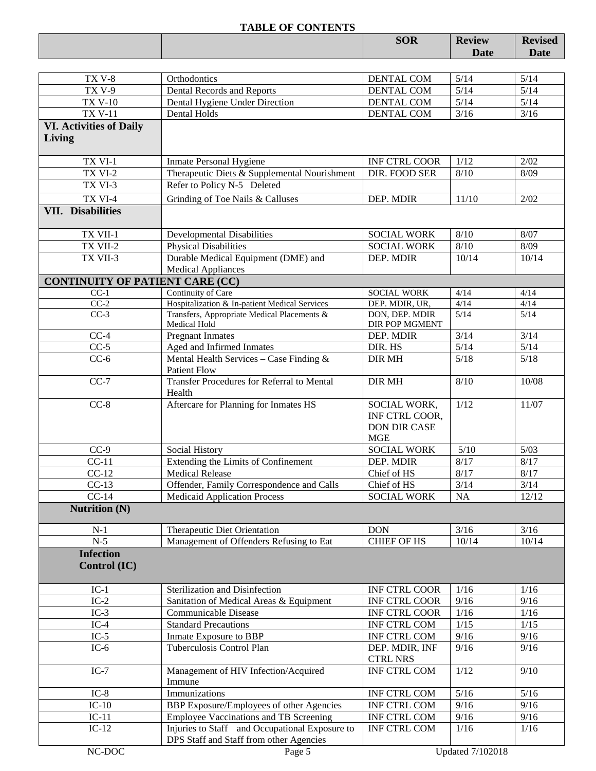**TABLE OF CONTENTS**

| | | SOR | Review Date | Revised Date |
|---|---|---|---|---|
| TX V-8 | Orthodontics | DENTAL COM | 5/14 | 5/14 |
| TX V-9 | Dental Records and Reports | DENTAL COM | 5/14 | 5/14 |
| TX V-10 | Dental Hygiene Under Direction | DENTAL COM | 5/14 | 5/14 |
| TX V-11 | Dental Holds | DENTAL COM | 3/16 | 3/16 |
| **VI. Activities of Daily Living** | | | | |
| TX VI-1 | Inmate Personal Hygiene | INF CTRL COOR | 1/12 | 2/02 |
| TX VI-2 | Therapeutic Diets & Supplemental Nourishment | DIR. FOOD SER | 8/10 | 8/09 |
| TX VI-3 | Refer to Policy N-5 Deleted | | | |
| TX VI-4 | Grinding of Toe Nails & Calluses | DEP. MDIR | 11/10 | 2/02 |
| **VII. Disabilities** | | | | |
| TX VII-1 | Developmental Disabilities | SOCIAL WORK | 8/10 | 8/07 |
| TX VII-2 | Physical Disabilities | SOCIAL WORK | 8/10 | 8/09 |
| TX VII-3 | Durable Medical Equipment (DME) and Medical Appliances | DEP. MDIR | 10/14 | 10/14 |
| **CONTINUITY OF PATIENT CARE (CC)** | | | | |
| CC-1 | Continuity of Care | SOCIAL WORK | 4/14 | 4/14 |
| CC-2 | Hospitalization & In-patient Medical Services | DEP. MDIR, UR, | 4/14 | 4/14 |
| CC-3 | Transfers, Appropriate Medical Placements & Medical Hold | DON, DEP. MDIR DIR POP MGMENT | 5/14 | 5/14 |
| CC-4 | Pregnant Inmates | DEP. MDIR | 3/14 | 3/14 |
| CC-5 | Aged and Infirmed Inmates | DIR. HS | 5/14 | 5/14 |
| CC-6 | Mental Health Services – Case Finding & Patient Flow | DIR MH | 5/18 | 5/18 |
| CC-7 | Transfer Procedures for Referral to Mental Health | DIR MH | 8/10 | 10/08 |
| CC-8 | Aftercare for Planning for Inmates HS | SOCIAL WORK, INF CTRL COOR, DON DIR CASE MGE | 1/12 | 11/07 |
| CC-9 | Social History | SOCIAL WORK | 5/10 | 5/03 |
| CC-11 | Extending the Limits of Confinement | DEP. MDIR | 8/17 | 8/17 |
| CC-12 | Medical Release | Chief of HS | 8/17 | 8/17 |
| CC-13 | Offender, Family Correspondence and Calls | Chief of HS | 3/14 | 3/14 |
| CC-14 | Medicaid Application Process | SOCIAL WORK | NA | 12/12 |
| **Nutrition (N)** | | | | |
| N-1 | Therapeutic Diet Orientation | DON | 3/16 | 3/16 |
| N-5 | Management of Offenders Refusing to Eat | CHIEF OF HS | 10/14 | 10/14 |
| **Infection Control (IC)** | | | | |
| IC-1 | Sterilization and Disinfection | INF CTRL COOR | 1/16 | 1/16 |
| IC-2 | Sanitation of Medical Areas & Equipment | INF CTRL COOR | 9/16 | 9/16 |
| IC-3 | Communicable Disease | INF CTRL COOR | 1/16 | 1/16 |
| IC-4 | Standard Precautions | INF CTRL COM | 1/15 | 1/15 |
| IC-5 | Inmate Exposure to BBP | INF CTRL COM | 9/16 | 9/16 |
| IC-6 | Tuberculosis Control Plan | DEP. MDIR, INF CTRL NRS | 9/16 | 9/16 |
| IC-7 | Management of HIV Infection/Acquired Immune | INF CTRL COM | 1/12 | 9/10 |
| IC-8 | Immunizations | INF CTRL COM | 5/16 | 5/16 |
| IC-10 | BBP Exposure/Employees of other Agencies | INF CTRL COM | 9/16 | 9/16 |
| IC-11 | Employee Vaccinations and TB Screening | INF CTRL COM | 9/16 | 9/16 |
| IC-12 | Injuries to Staff and Occupational Exposure to DPS Staff and Staff from other Agencies | INF CTRL COM | 1/16 | 1/16 |

NC-DOC Updated 7/102018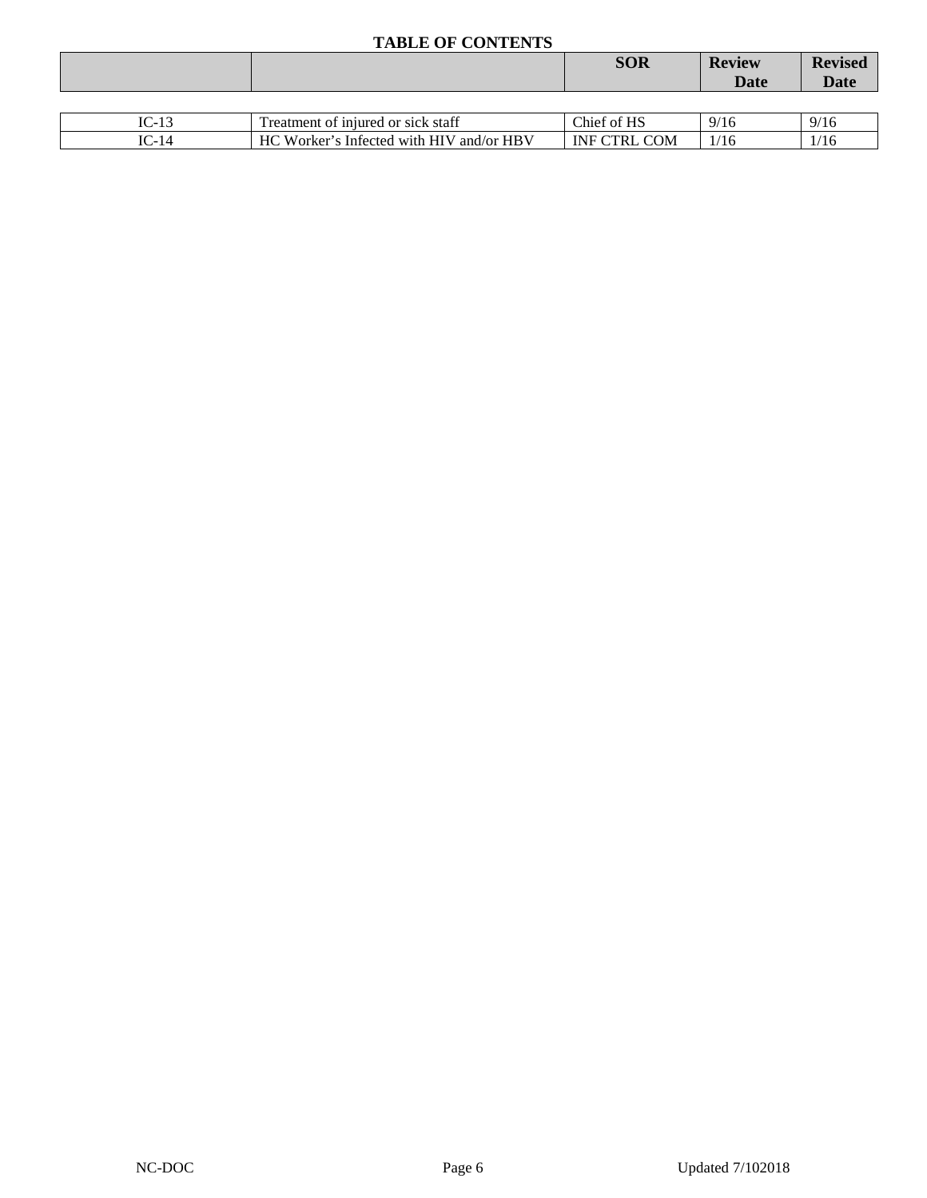**TABLE OF CONTENTS**

| | | SOR | Review Date | Revised Date |
|---|---|---|---|---|
| IC-13 | Treatment of injured or sick staff | Chief of HS | 9/16 | 9/16 |
| IC-14 | HC Worker's Infected with HIV and/or HBV | INF CTRL COM | 1/16 | 1/16 |